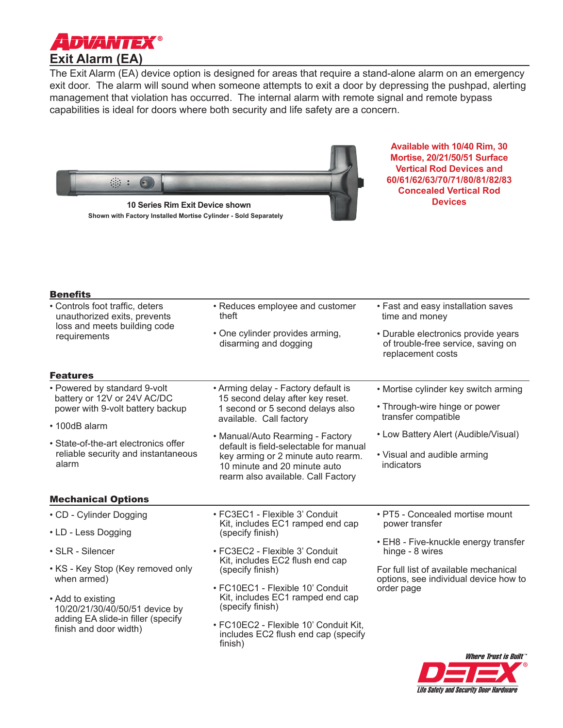# ADVANTEX®

## Exit Alarm (EA)

The Exit Alarm (EA) device option is designed for areas that require a stand-alone alarm on an emergency exit door. The alarm will sound when someone attempts to exit a door by depressing the pushpad, alerting management that violation has occurred. The internal alarm with remote signal and remote bypass capabilities is ideal for doors where both security and life safety are a concern.

**10 Series Rim Exit Device shown**

**Shown with Factory Installed Mortise Cylinder - Sold Separately**

**Available with 10/40 Rim, 30 Mortise, 20/21/50/51 Surface Vertical Rod Devices and 60/61/62/63/70/71/80/81/82/83 Concealed Vertical Rod Devices**

### Benefits

- Controls foot traffic, deters unauthorized exits, prevents loss and meets building code requirements
- Reduces employee and customer theft
- One cylinder provides arming, disarming and dogging
- Fast and easy installation saves time and money
- Durable electronics provide years of trouble-free service, saving on replacement costs

### Features

- Powered by standard 9-volt battery or 12V or 24V AC/DC power with 9-volt battery backup
- 100dB alarm
- State-of-the-art electronics offer reliable security and instantaneous alarm
- Arming delay - Factory default is 15 second delay after key reset. 1 second or 5 second delays also available. Call factory
- Manual/Auto Rearming - Factory default is field-selectable for manual key arming or 2 minute auto rearm. 10 minute and 20 minute auto rearm also available. Call Factory
- Mortise cylinder key switch arming
- Through-wire hinge or power transfer compatible
- Low Battery Alert (Audible/Visual)
- Visual and audible arming indicators

### Mechanical Options

- CD - Cylinder Dogging
- LD - Less Dogging
- SLR - Silencer
- KS - Key Stop (Key removed only when armed)
- Add to existing 10/20/21/30/40/50/51 device by adding EA slide-in filler (specify finish and door width)
- FC3EC1 - Flexible 3' Conduit Kit, includes EC1 ramped end cap (specify finish)
- FC3EC2 - Flexible 3' Conduit Kit, includes EC2 flush end cap (specify finish)
- FC10EC1 - Flexible 10' Conduit Kit, includes EC1 ramped end cap (specify finish)
- FC10EC2 - Flexible 10' Conduit Kit, includes EC2 flush end cap (specify finish)
- PT5 - Concealed mortise mount power transfer
- EH8 - Five-knuckle energy transfer hinge - 8 wires

For full list of available mechanical options, see individual device how to order page

*Where Trust is Built™*

**DETEX®**

*Life Safety and Security Door Hardware*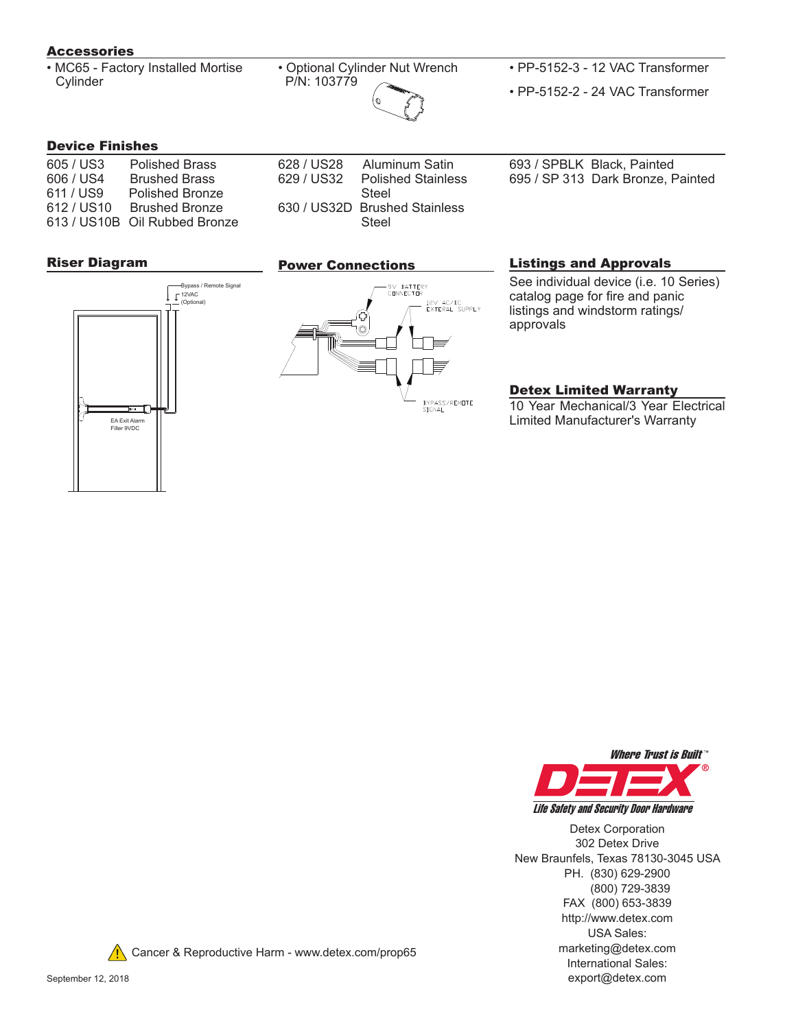## Accessories

- MC65 - Factory Installed Mortise Cylinder
- Optional Cylinder Nut Wrench P/N: 103779
- PP-5152-3 - 12 VAC Transformer
- PP-5152-2 - 24 VAC Transformer

## Device Finishes

| | | | | | |
|---|---|---|---|---|---|
| 605 / US3 | Polished Brass | 628 / US28 | Aluminum Satin | 693 / SPBLK | Black, Painted |
| 606 / US4 | Brushed Brass | 629 / US32 | Polished Stainless Steel | 695 / SP 313 | Dark Bronze, Painted |
| 611 / US9 | Polished Bronze | 630 / US32D | Brushed Stainless Steel | | |
| 612 / US10 | Brushed Bronze | | | | |
| 613 / US10B | Oil Rubbed Bronze | | | | |

## Riser Diagram

Bypass / Remote Signal
12VAC
(Optional)
EA Exit Alarm
Filler 9VDC

## Power Connections

9V BATTERY CONNECTOR
12V AC/DC EXTERAL SUPPLY
BYPASS/REMOTE SIGNAL

## Listings and Approvals

See individual device (i.e. 10 Series) catalog page for fire and panic listings and windstorm ratings/ approvals

## Detex Limited Warranty

10 Year Mechanical/3 Year Electrical Limited Manufacturer's Warranty

Where Trust is Built™
DETEX®
Life Safety and Security Door Hardware

Detex Corporation
302 Detex Drive
New Braunfels, Texas 78130-3045 USA
PH. (830) 629-2900
(800) 729-3839
FAX (800) 653-3839
http://www.detex.com
USA Sales:
marketing@detex.com
International Sales:
export@detex.com

⚠ Cancer & Reproductive Harm - www.detex.com/prop65

September 12, 2018